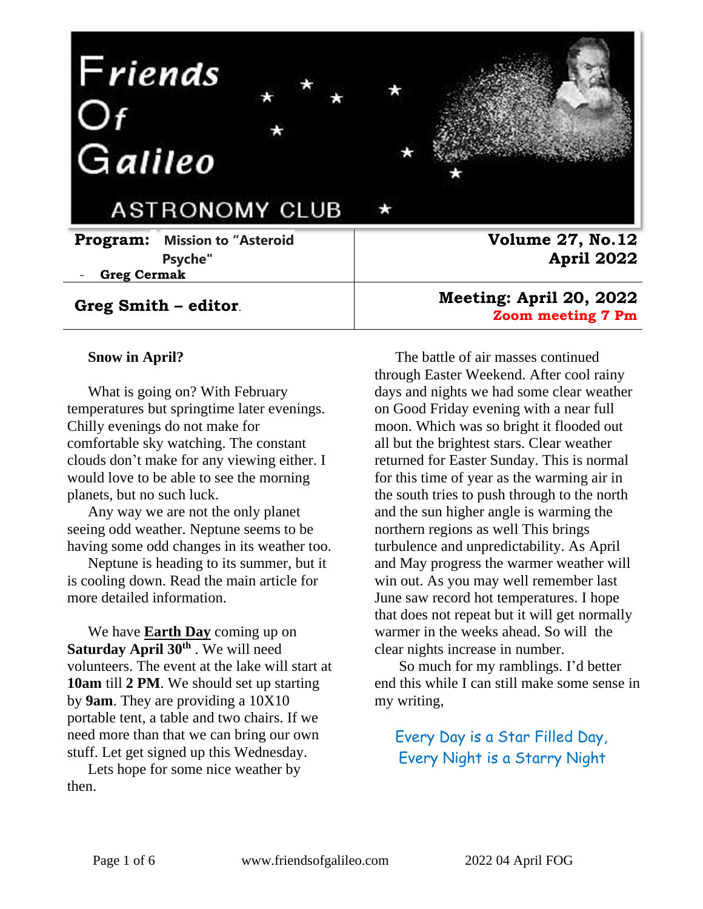# Friends Of Galileo

## ASTRONOMY CLUB

| **Program:** Mission to "Asteroid Psyche" - **Greg Cermak** | **Volume 27, No.12** **April 2022** |
| --- | --- |
| **Greg Smith – editor**. | **Meeting: April 20, 2022** **Zoom meeting 7 Pm** |

**Snow in April?**

What is going on? With February temperatures but springtime later evenings. Chilly evenings do not make for comfortable sky watching. The constant clouds don't make for any viewing either. I would love to be able to see the morning planets, but no such luck.

Any way we are not the only planet seeing odd weather. Neptune seems to be having some odd changes in its weather too.

Neptune is heading to its summer, but it is cooling down. Read the main article for more detailed information.

We have **Earth Day** coming up on **Saturday April 30th** . We will need volunteers. The event at the lake will start at **10am** till **2 PM**. We should set up starting by **9am**. They are providing a 10X10 portable tent, a table and two chairs. If we need more than that we can bring our own stuff. Let get signed up this Wednesday.

Lets hope for some nice weather by then.

The battle of air masses continued through Easter Weekend. After cool rainy days and nights we had some clear weather on Good Friday evening with a near full moon. Which was so bright it flooded out all but the brightest stars. Clear weather returned for Easter Sunday. This is normal for this time of year as the warming air in the south tries to push through to the north and the sun higher angle is warming the northern regions as well This brings turbulence and unpredictability. As April and May progress the warmer weather will win out. As you may well remember last June saw record hot temperatures. I hope that does not repeat but it will get normally warmer in the weeks ahead. So will the clear nights increase in number.

So much for my ramblings. I'd better end this while I can still make some sense in my writing,

Every Day is a Star Filled Day,
Every Night is a Starry Night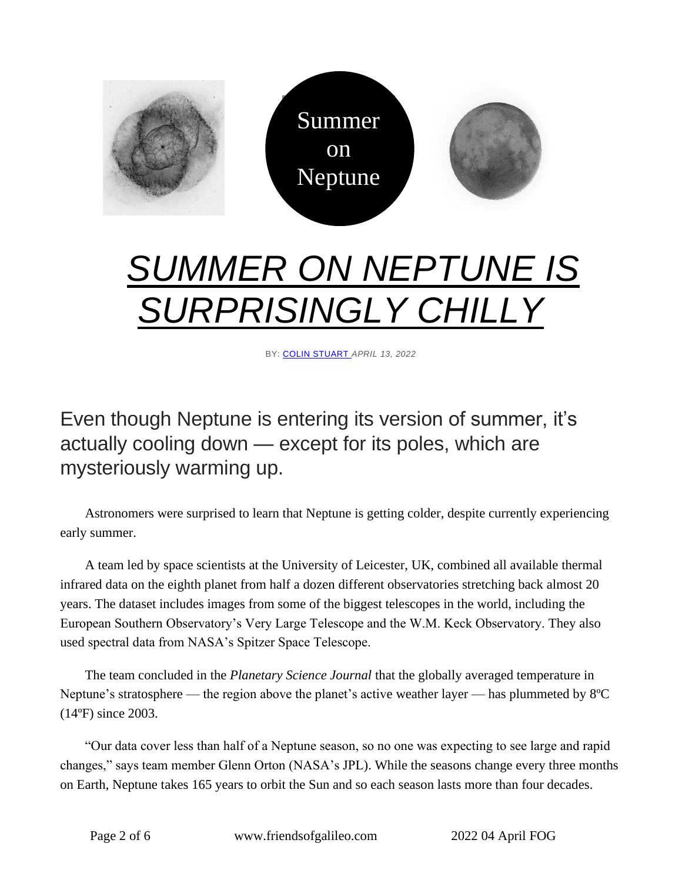# *SUMMER ON NEPTUNE IS SURPRISINGLY CHILLY*

BY: COLIN STUART *APRIL 13, 2022*

## Even though Neptune is entering its version of summer, it's actually cooling down — except for its poles, which are mysteriously warming up.

Astronomers were surprised to learn that Neptune is getting colder, despite currently experiencing early summer.

A team led by space scientists at the University of Leicester, UK, combined all available thermal infrared data on the eighth planet from half a dozen different observatories stretching back almost 20 years. The dataset includes images from some of the biggest telescopes in the world, including the European Southern Observatory's Very Large Telescope and the W.M. Keck Observatory. They also used spectral data from NASA's Spitzer Space Telescope.

The team concluded in the *Planetary Science Journal* that the globally averaged temperature in Neptune's stratosphere — the region above the planet's active weather layer — has plummeted by 8ºC (14ºF) since 2003.

"Our data cover less than half of a Neptune season, so no one was expecting to see large and rapid changes," says team member Glenn Orton (NASA's JPL). While the seasons change every three months on Earth, Neptune takes 165 years to orbit the Sun and so each season lasts more than four decades.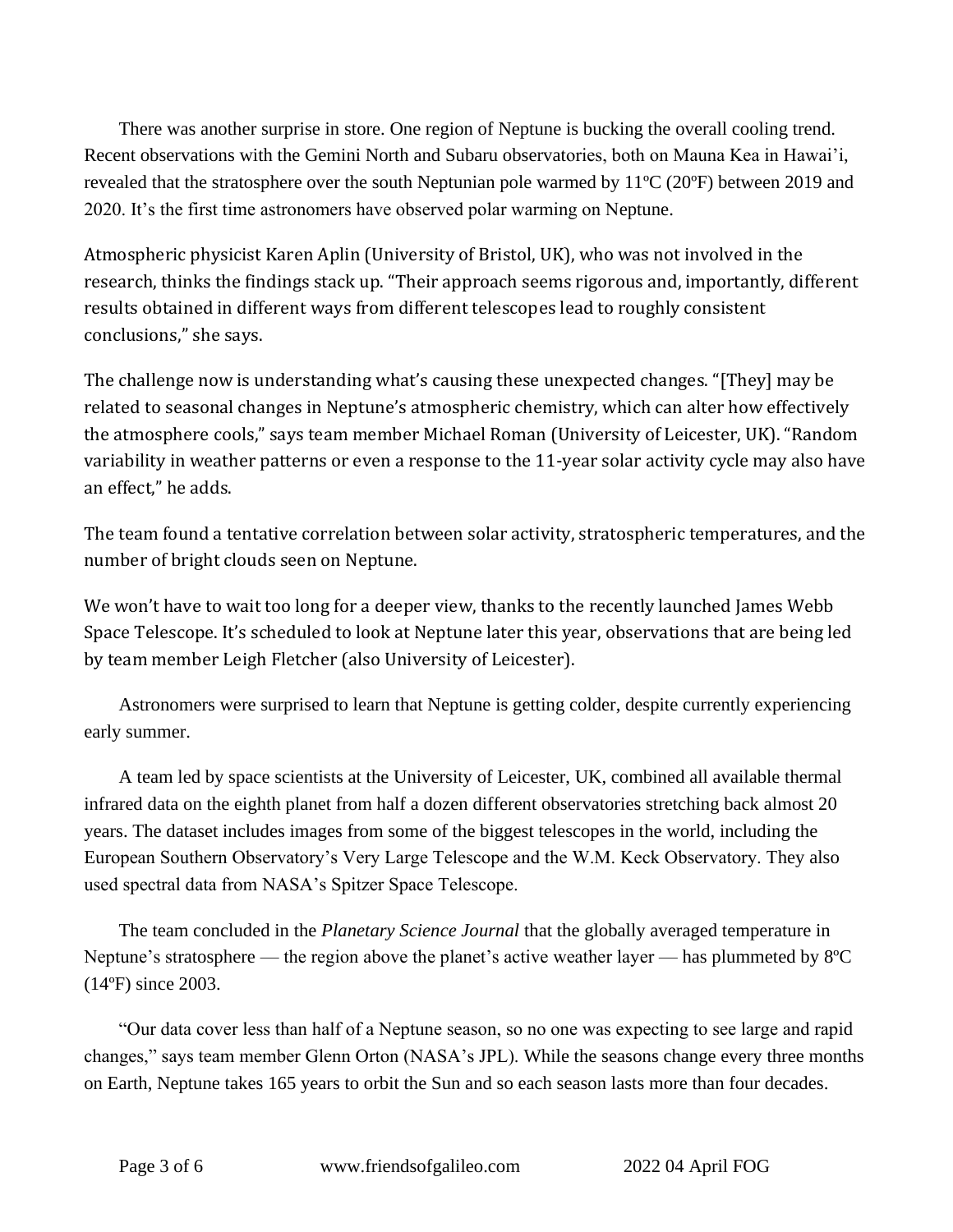There was another surprise in store. One region of Neptune is bucking the overall cooling trend. Recent observations with the Gemini North and Subaru observatories, both on Mauna Kea in Hawai'i, revealed that the stratosphere over the south Neptunian pole warmed by 11ºC (20ºF) between 2019 and 2020. It's the first time astronomers have observed polar warming on Neptune.

Atmospheric physicist Karen Aplin (University of Bristol, UK), who was not involved in the research, thinks the findings stack up. "Their approach seems rigorous and, importantly, different results obtained in different ways from different telescopes lead to roughly consistent conclusions," she says.

The challenge now is understanding what's causing these unexpected changes. "[They] may be related to seasonal changes in Neptune's atmospheric chemistry, which can alter how effectively the atmosphere cools," says team member Michael Roman (University of Leicester, UK). "Random variability in weather patterns or even a response to the 11-year solar activity cycle may also have an effect," he adds.

The team found a tentative correlation between solar activity, stratospheric temperatures, and the number of bright clouds seen on Neptune.

We won't have to wait too long for a deeper view, thanks to the recently launched James Webb Space Telescope. It's scheduled to look at Neptune later this year, observations that are being led by team member Leigh Fletcher (also University of Leicester).

Astronomers were surprised to learn that Neptune is getting colder, despite currently experiencing early summer.

A team led by space scientists at the University of Leicester, UK, combined all available thermal infrared data on the eighth planet from half a dozen different observatories stretching back almost 20 years. The dataset includes images from some of the biggest telescopes in the world, including the European Southern Observatory's Very Large Telescope and the W.M. Keck Observatory. They also used spectral data from NASA's Spitzer Space Telescope.

The team concluded in the *Planetary Science Journal* that the globally averaged temperature in Neptune's stratosphere — the region above the planet's active weather layer — has plummeted by 8ºC (14ºF) since 2003.

"Our data cover less than half of a Neptune season, so no one was expecting to see large and rapid changes," says team member Glenn Orton (NASA's JPL). While the seasons change every three months on Earth, Neptune takes 165 years to orbit the Sun and so each season lasts more than four decades.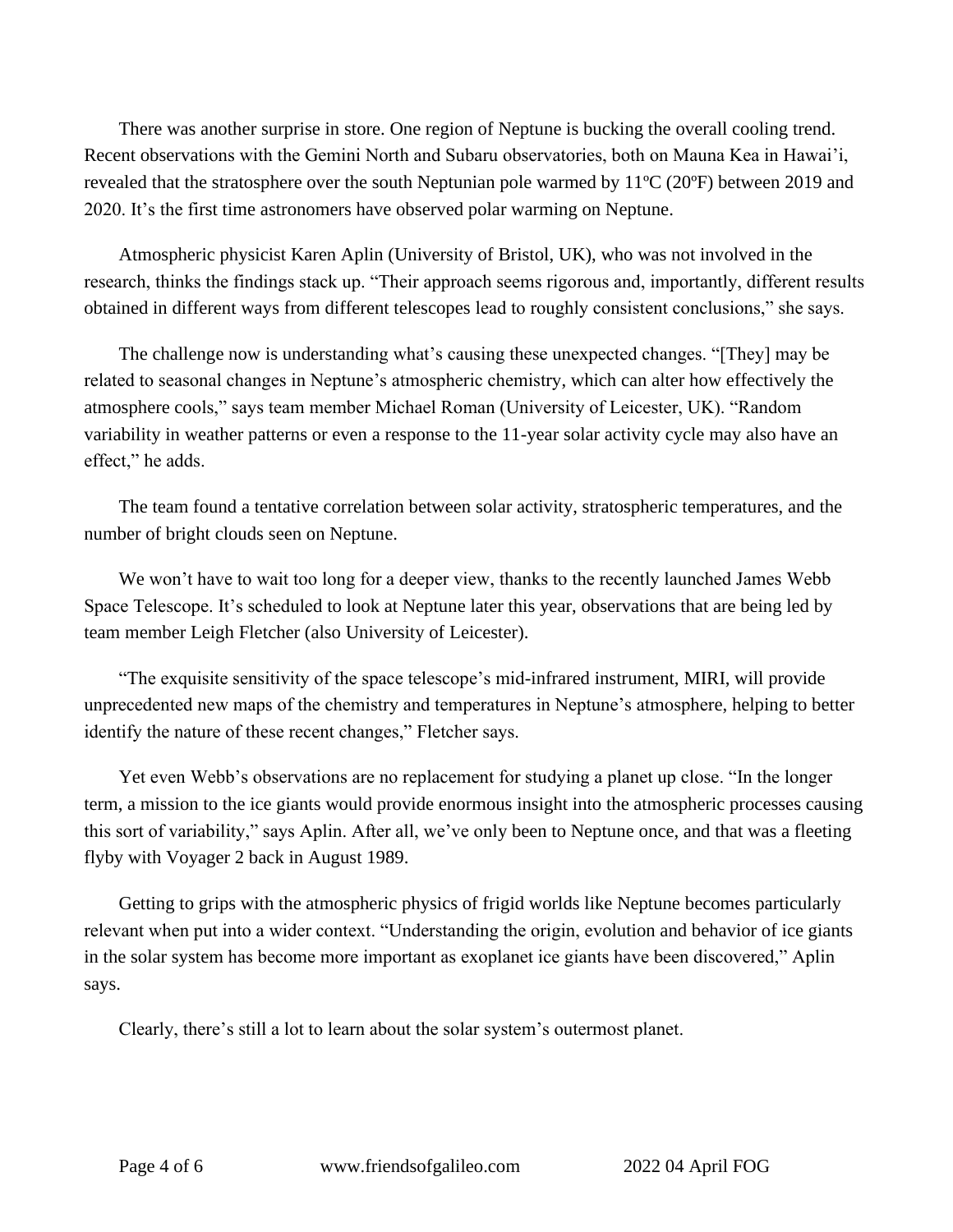There was another surprise in store. One region of Neptune is bucking the overall cooling trend. Recent observations with the Gemini North and Subaru observatories, both on Mauna Kea in Hawai'i, revealed that the stratosphere over the south Neptunian pole warmed by 11ºC (20ºF) between 2019 and 2020. It's the first time astronomers have observed polar warming on Neptune.

Atmospheric physicist Karen Aplin (University of Bristol, UK), who was not involved in the research, thinks the findings stack up. "Their approach seems rigorous and, importantly, different results obtained in different ways from different telescopes lead to roughly consistent conclusions," she says.

The challenge now is understanding what's causing these unexpected changes. "[They] may be related to seasonal changes in Neptune's atmospheric chemistry, which can alter how effectively the atmosphere cools," says team member Michael Roman (University of Leicester, UK). "Random variability in weather patterns or even a response to the 11-year solar activity cycle may also have an effect," he adds.

The team found a tentative correlation between solar activity, stratospheric temperatures, and the number of bright clouds seen on Neptune.

We won't have to wait too long for a deeper view, thanks to the recently launched James Webb Space Telescope. It's scheduled to look at Neptune later this year, observations that are being led by team member Leigh Fletcher (also University of Leicester).

"The exquisite sensitivity of the space telescope's mid-infrared instrument, MIRI, will provide unprecedented new maps of the chemistry and temperatures in Neptune's atmosphere, helping to better identify the nature of these recent changes," Fletcher says.

Yet even Webb's observations are no replacement for studying a planet up close. "In the longer term, a mission to the ice giants would provide enormous insight into the atmospheric processes causing this sort of variability," says Aplin. After all, we've only been to Neptune once, and that was a fleeting flyby with Voyager 2 back in August 1989.

Getting to grips with the atmospheric physics of frigid worlds like Neptune becomes particularly relevant when put into a wider context. "Understanding the origin, evolution and behavior of ice giants in the solar system has become more important as exoplanet ice giants have been discovered," Aplin says.

Clearly, there's still a lot to learn about the solar system's outermost planet.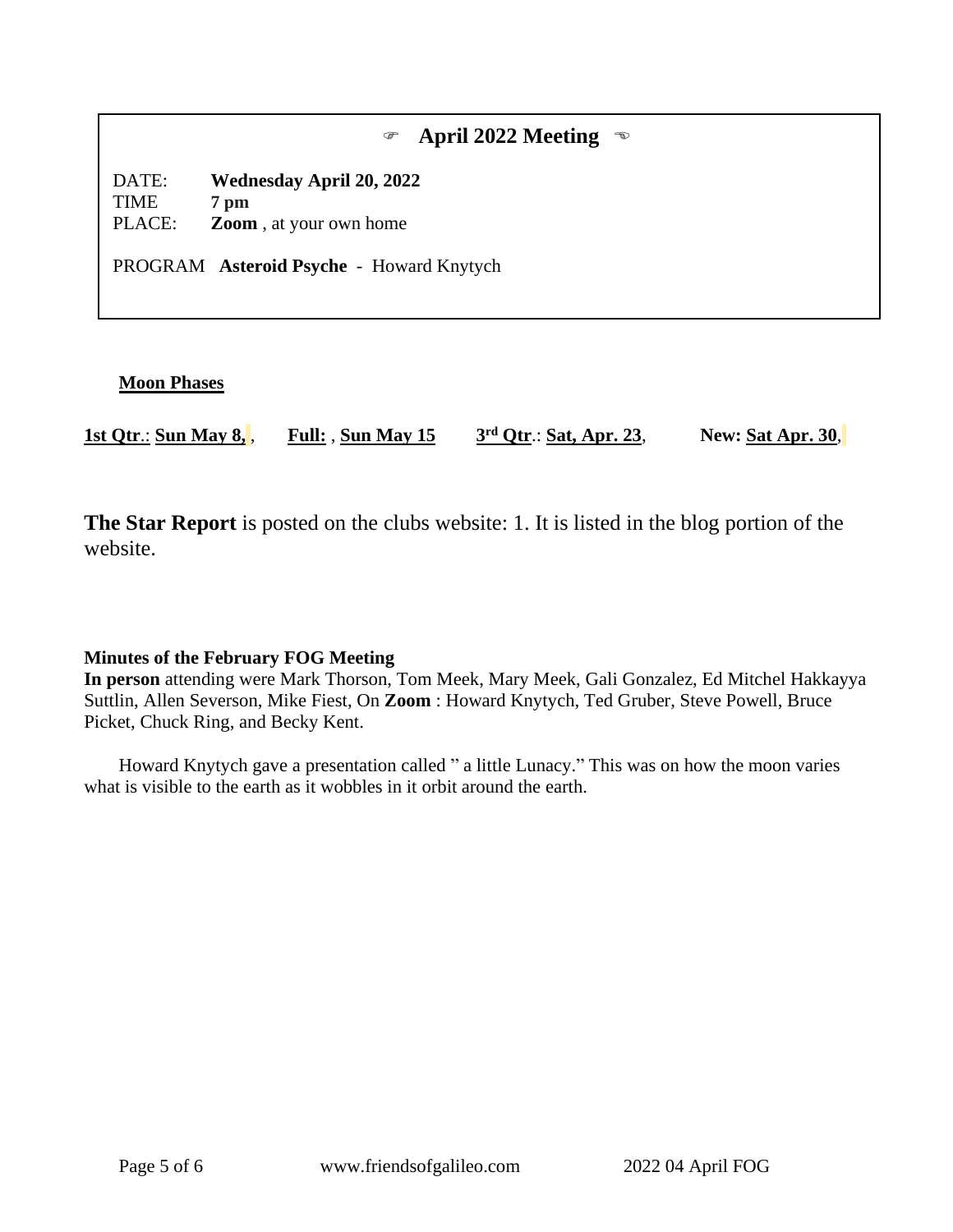## ☞ April 2022 Meeting ☜

DATE: **Wednesday April 20, 2022**
TIME **7 pm**
PLACE: **Zoom** , at your own home

PROGRAM **Asteroid Psyche** - Howard Knytych

**Moon Phases**

**1st Qtr**.: **Sun May 8,** , **Full:** , **Sun May 15** **3rd Qtr**.: **Sat, Apr. 23**, **New: Sat Apr. 30**,

**The Star Report** is posted on the clubs website: 1. It is listed in the blog portion of the website.

**Minutes of the February FOG Meeting**
**In person** attending were Mark Thorson, Tom Meek, Mary Meek, Gali Gonzalez, Ed Mitchel Hakkayya Suttlin, Allen Severson, Mike Fiest, On **Zoom** : Howard Knytych, Ted Gruber, Steve Powell, Bruce Picket, Chuck Ring, and Becky Kent.

Howard Knytych gave a presentation called " a little Lunacy." This was on how the moon varies what is visible to the earth as it wobbles in it orbit around the earth.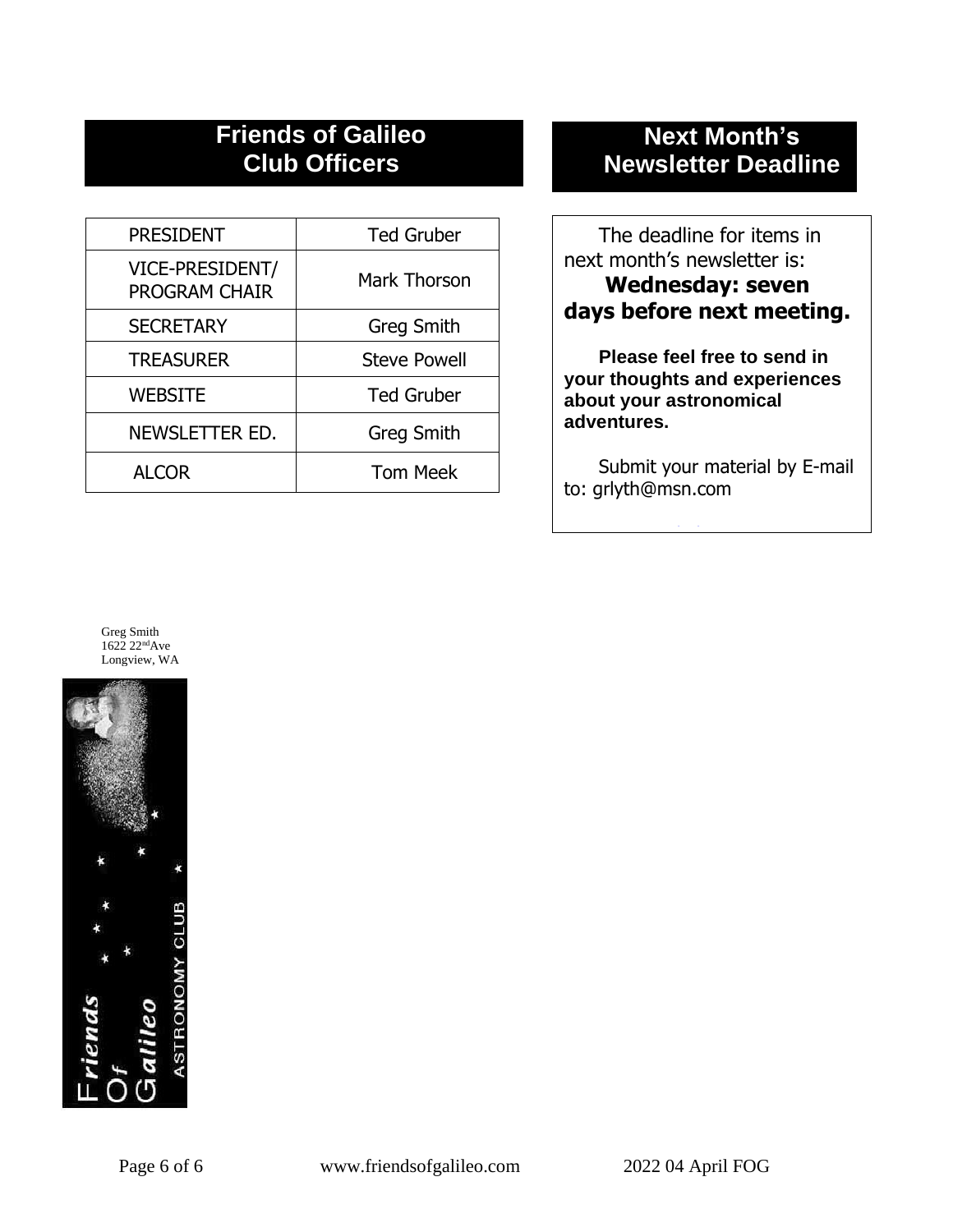## Friends of Galileo Club Officers

| | |
|---|---|
| PRESIDENT | Ted Gruber |
| VICE-PRESIDENT/ PROGRAM CHAIR | Mark Thorson |
| SECRETARY | Greg Smith |
| TREASURER | Steve Powell |
| WEBSITE | Ted Gruber |
| NEWSLETTER ED. | Greg Smith |
| ALCOR | Tom Meek |

## Next Month's Newsletter Deadline

The deadline for items in next month's newsletter is:

**Wednesday: seven days before next meeting.**

**Please feel free to send in your thoughts and experiences about your astronomical adventures.**

Submit your material by E-mail to: grlyth@msn.com

Greg Smith
1622 22nd Ave
Longview, WA

Friends Of Galileo
ASTRONOMY CLUB